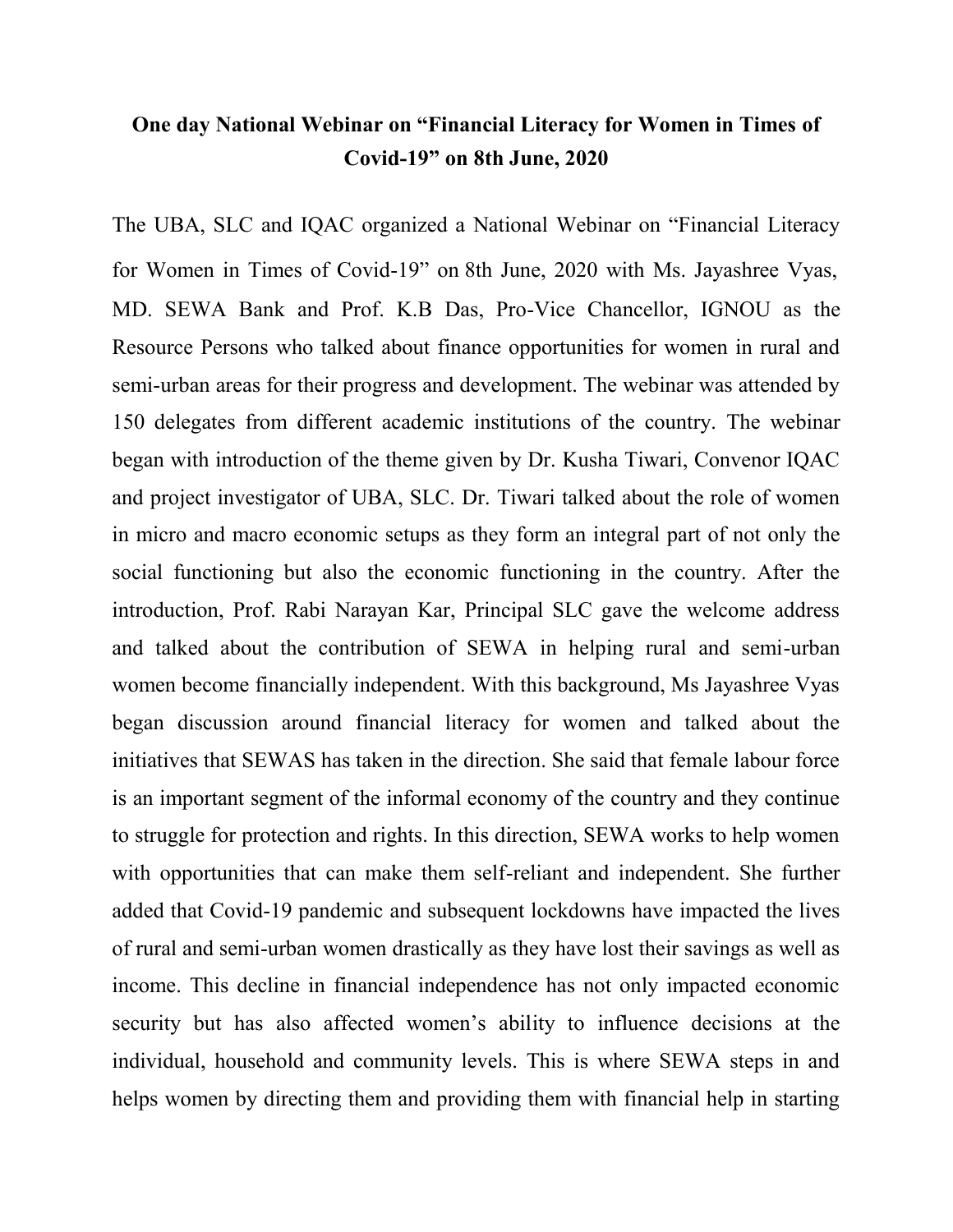# One day National Webinar on "Financial Literacy for Women in Times of Covid-19" on 8th June, 2020

The UBA, SLC and IQAC organized a National Webinar on "Financial Literacy for Women in Times of Covid-19" on 8th June, 2020 with Ms. Jayashree Vyas, MD. SEWA Bank and Prof. K.B Das, Pro-Vice Chancellor, IGNOU as the Resource Persons who talked about finance opportunities for women in rural and semi-urban areas for their progress and development. The webinar was attended by 150 delegates from different academic institutions of the country. The webinar began with introduction of the theme given by Dr. Kusha Tiwari, Convenor IQAC and project investigator of UBA, SLC. Dr. Tiwari talked about the role of women in micro and macro economic setups as they form an integral part of not only the social functioning but also the economic functioning in the country. After the introduction, Prof. Rabi Narayan Kar, Principal SLC gave the welcome address and talked about the contribution of SEWA in helping rural and semi-urban women become financially independent. With this background, Ms Jayashree Vyas began discussion around financial literacy for women and talked about the initiatives that SEWAS has taken in the direction. She said that female labour force is an important segment of the informal economy of the country and they continue to struggle for protection and rights. In this direction, SEWA works to help women with opportunities that can make them self-reliant and independent. She further added that Covid-19 pandemic and subsequent lockdowns have impacted the lives of rural and semi-urban women drastically as they have lost their savings as well as income. This decline in financial independence has not only impacted economic security but has also affected women's ability to influence decisions at the individual, household and community levels. This is where SEWA steps in and helps women by directing them and providing them with financial help in starting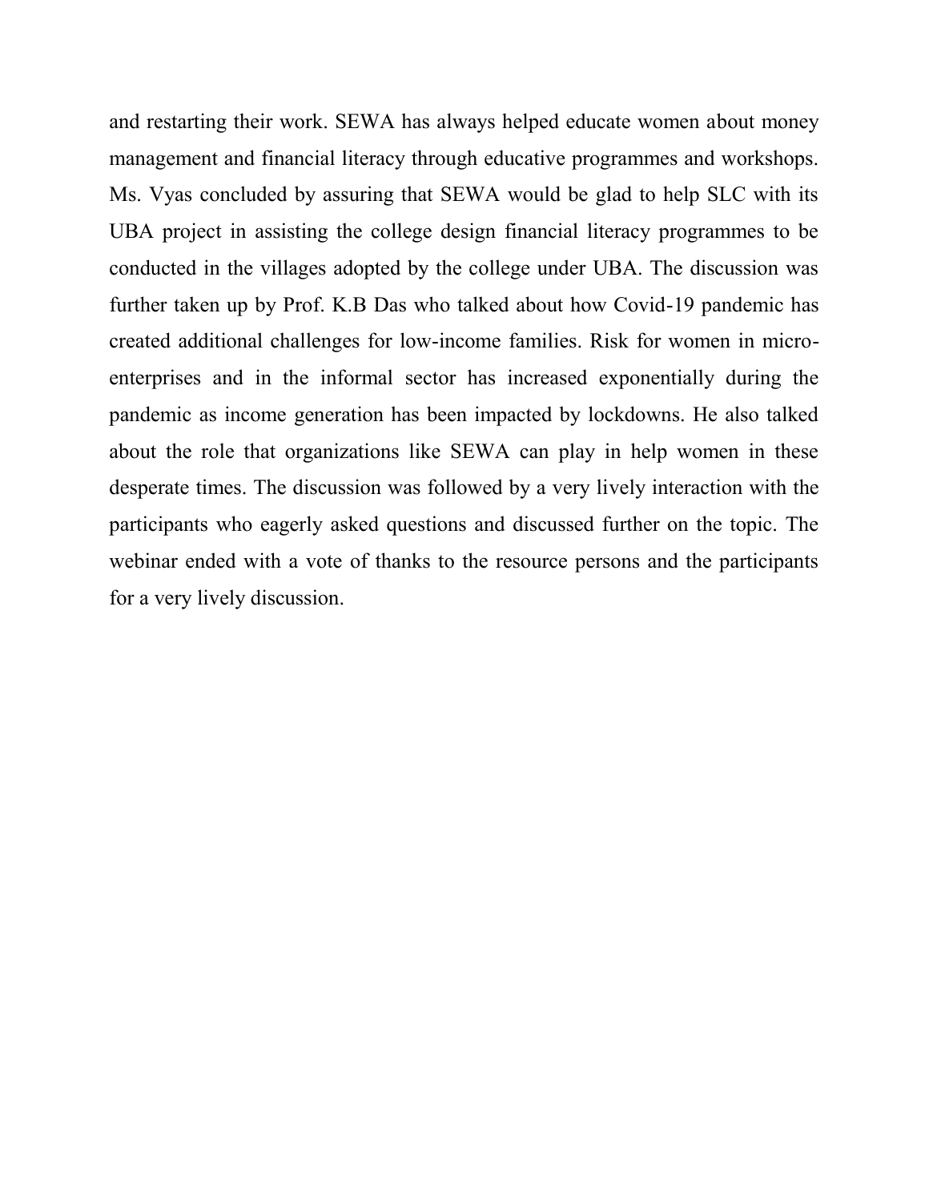and restarting their work. SEWA has always helped educate women about money management and financial literacy through educative programmes and workshops. Ms. Vyas concluded by assuring that SEWA would be glad to help SLC with its UBA project in assisting the college design financial literacy programmes to be conducted in the villages adopted by the college under UBA. The discussion was further taken up by Prof. K.B Das who talked about how Covid-19 pandemic has created additional challenges for low-income families. Risk for women in micro-enterprises and in the informal sector has increased exponentially during the pandemic as income generation has been impacted by lockdowns. He also talked about the role that organizations like SEWA can play in help women in these desperate times. The discussion was followed by a very lively interaction with the participants who eagerly asked questions and discussed further on the topic. The webinar ended with a vote of thanks to the resource persons and the participants for a very lively discussion.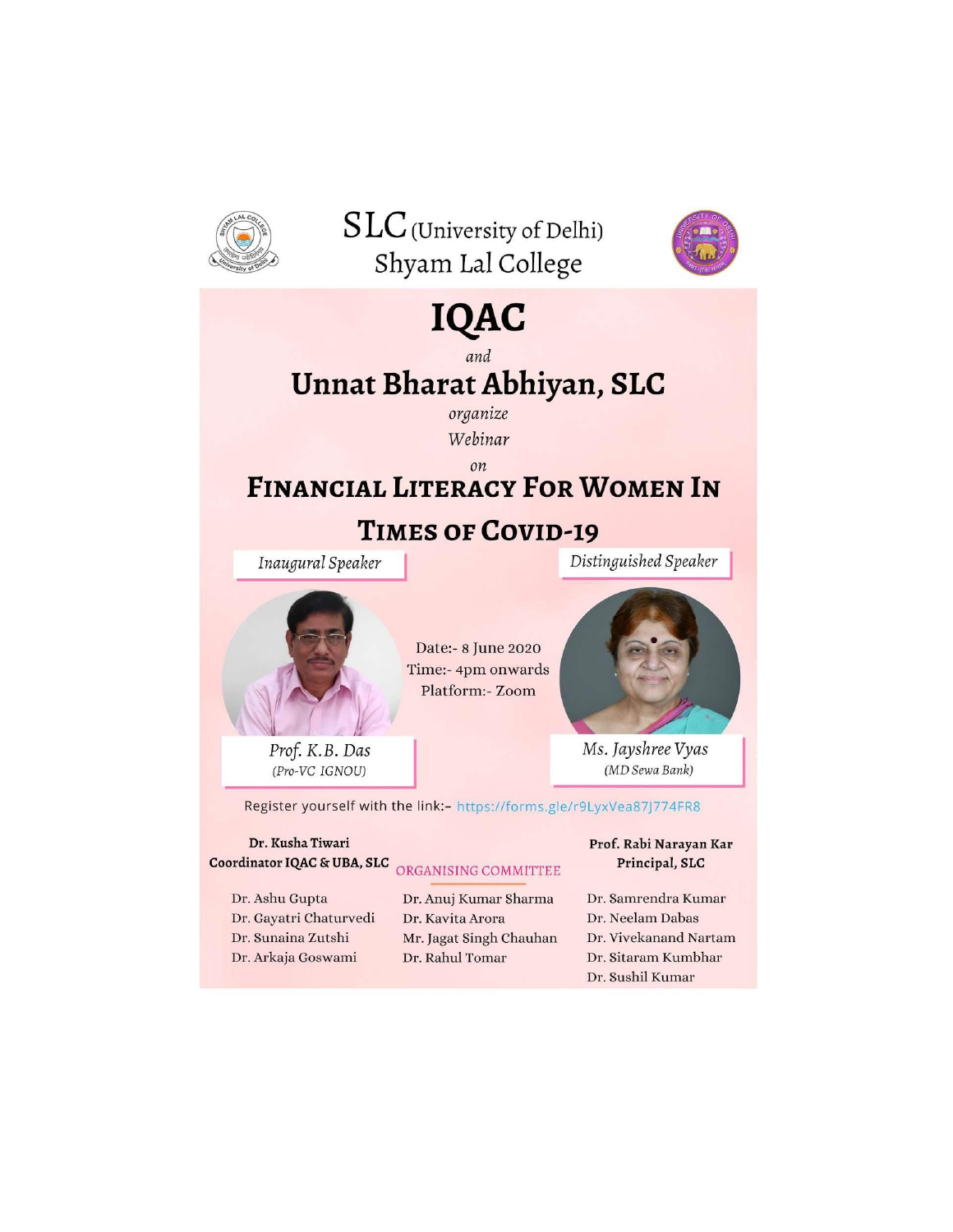# SLC (University of Delhi)
## Shyam Lal College

# IQAC

*and*

# Unnat Bharat Abhiyan, SLC

*organize*

*Webinar*

*on*

# Financial Literacy For Women In Times of Covid-19

*Inaugural Speaker*

Prof. K.B. Das
(Pro-VC IGNOU)

Date:- 8 June 2020
Time:- 4pm onwards
Platform:- Zoom

*Distinguished Speaker*

Ms. Jayshree Vyas
(MD Sewa Bank)

Register yourself with the link:- https://forms.gle/r9LyxVea87J774FR8

**Dr. Kusha Tiwari**
**Coordinator IQAC & UBA, SLC**

**Prof. Rabi Narayan Kar**
**Principal, SLC**

ORGANISING COMMITTEE

Dr. Ashu Gupta
Dr. Gayatri Chaturvedi
Dr. Sunaina Zutshi
Dr. Arkaja Goswami

Dr. Anuj Kumar Sharma
Dr. Kavita Arora
Mr. Jagat Singh Chauhan
Dr. Rahul Tomar

Dr. Samrendra Kumar
Dr. Neelam Dabas
Dr. Vivekanand Nartam
Dr. Sitaram Kumbhar
Dr. Sushil Kumar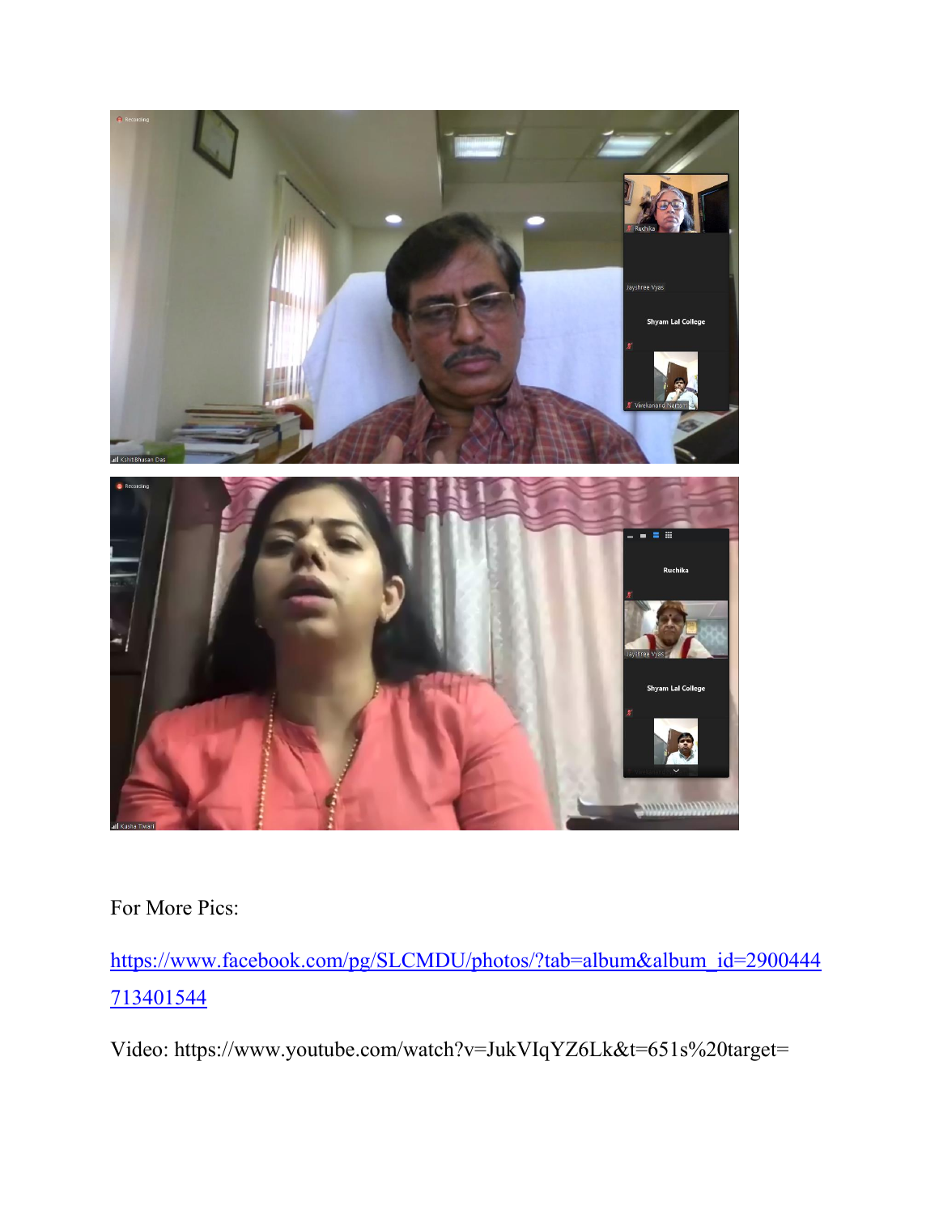For More Pics:

https://www.facebook.com/pg/SLCMDU/photos/?tab=album&album_id=2900444713401544

Video: https://www.youtube.com/watch?v=JukVIqYZ6Lk&t=651s%20target=